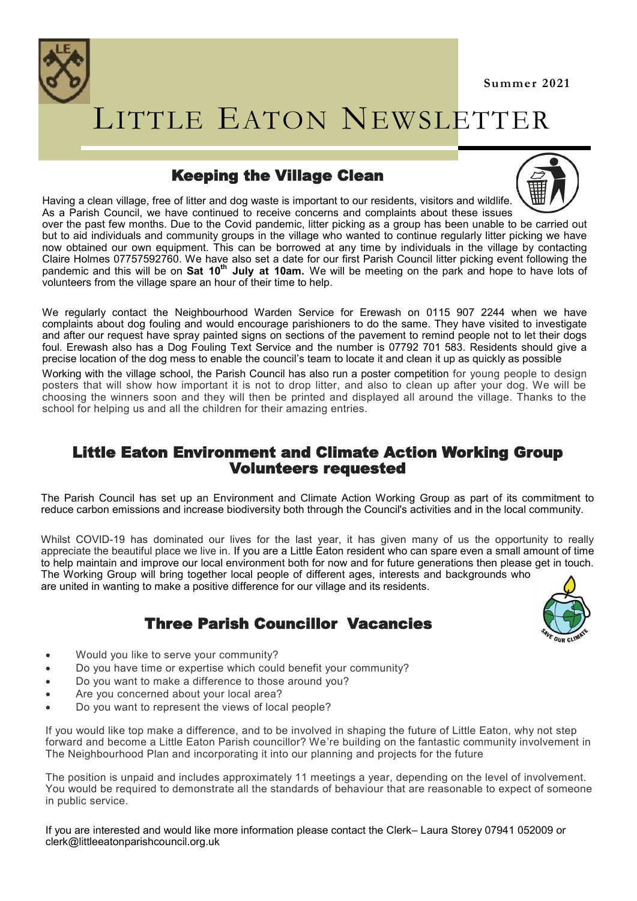Summer 2021

# LITTLE EATON NEWSLETTER

## Keeping the Village Clean

Having a clean village, free of litter and dog waste is important to our residents, visitors and wildlife. As a Parish Council, we have continued to receive concerns and complaints about these issues over the past few months. Due to the Covid pandemic, litter picking as a group has been unable to be carried out but to aid individuals and community groups in the village who wanted to continue regularly litter picking we have now obtained our own equipment. This can be borrowed at any time by individuals in the village by contacting Claire Holmes 07757592760. We have also set a date for our first Parish Council litter picking event following the pandemic and this will be on **Sat 10th July at 10am.** We will be meeting on the park and hope to have lots of volunteers from the village spare an hour of their time to help.

We regularly contact the Neighbourhood Warden Service for Erewash on 0115 907 2244 when we have complaints about dog fouling and would encourage parishioners to do the same. They have visited to investigate and after our request have spray painted signs on sections of the pavement to remind people not to let their dogs foul. Erewash also has a Dog Fouling Text Service and the number is 07792 701 583. Residents should give a precise location of the dog mess to enable the council's team to locate it and clean it up as quickly as possible

Working with the village school, the Parish Council has also run a poster competition for young people to design posters that will show how important it is not to drop litter, and also to clean up after your dog. We will be choosing the winners soon and they will then be printed and displayed all around the village. Thanks to the school for helping us and all the children for their amazing entries.

## Little Eaton Environment and Climate Action Working Group Volunteers requested

The Parish Council has set up an Environment and Climate Action Working Group as part of its commitment to reduce carbon emissions and increase biodiversity both through the Council's activities and in the local community.

Whilst COVID-19 has dominated our lives for the last year, it has given many of us the opportunity to really appreciate the beautiful place we live in. If you are a Little Eaton resident who can spare even a small amount of time to help maintain and improve our local environment both for now and for future generations then please get in touch. The Working Group will bring together local people of different ages, interests and backgrounds who are united in wanting to make a positive difference for our village and its residents.

## Three Parish Councillor Vacancies

- Would you like to serve your community?
- Do you have time or expertise which could benefit your community?
- Do you want to make a difference to those around you?
- Are you concerned about your local area?
- Do you want to represent the views of local people?

If you would like top make a difference, and to be involved in shaping the future of Little Eaton, why not step forward and become a Little Eaton Parish councillor? We're building on the fantastic community involvement in The Neighbourhood Plan and incorporating it into our planning and projects for the future

The position is unpaid and includes approximately 11 meetings a year, depending on the level of involvement. You would be required to demonstrate all the standards of behaviour that are reasonable to expect of someone in public service.

If you are interested and would like more information please contact the Clerk– Laura Storey 07941 052009 or clerk@littleeatonparishcouncil.org.uk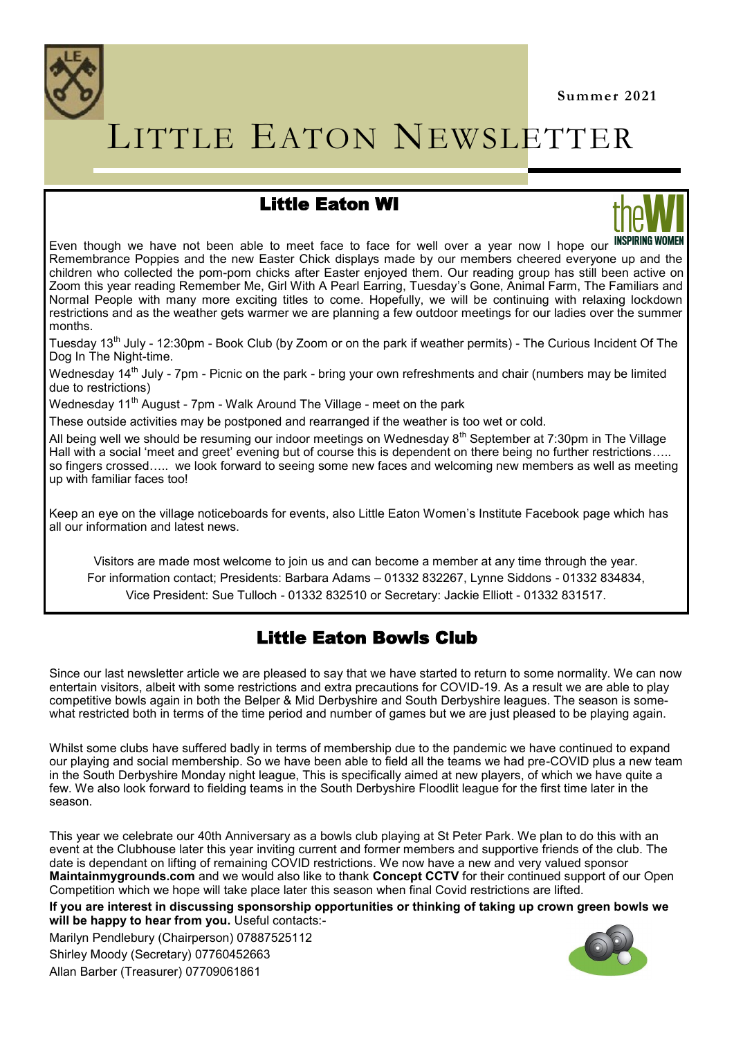# Little Eaton Newsletter

Summer 2021

## Little Eaton WI

Even though we have not been able to meet face to face for well over a year now I hope our Remembrance Poppies and the new Easter Chick displays made by our members cheered everyone up and the children who collected the pom-pom chicks after Easter enjoyed them. Our reading group has still been active on Zoom this year reading Remember Me, Girl With A Pearl Earring, Tuesday's Gone, Animal Farm, The Familiars and Normal People with many more exciting titles to come. Hopefully, we will be continuing with relaxing lockdown restrictions and as the weather gets warmer we are planning a few outdoor meetings for our ladies over the summer months.

Tuesday 13th July - 12:30pm - Book Club (by Zoom or on the park if weather permits) - The Curious Incident Of The Dog In The Night-time.

Wednesday 14th July - 7pm - Picnic on the park - bring your own refreshments and chair (numbers may be limited due to restrictions)

Wednesday 11th August - 7pm - Walk Around The Village - meet on the park

These outside activities may be postponed and rearranged if the weather is too wet or cold.

All being well we should be resuming our indoor meetings on Wednesday 8th September at 7:30pm in The Village Hall with a social 'meet and greet' evening but of course this is dependent on there being no further restrictions….. so fingers crossed….. we look forward to seeing some new faces and welcoming new members as well as meeting up with familiar faces too!

Keep an eye on the village noticeboards for events, also Little Eaton Women's Institute Facebook page which has all our information and latest news.

Visitors are made most welcome to join us and can become a member at any time through the year.
For information contact; Presidents: Barbara Adams – 01332 832267, Lynne Siddons - 01332 834834,
Vice President: Sue Tulloch - 01332 832510 or Secretary: Jackie Elliott - 01332 831517.

## Little Eaton Bowls Club

Since our last newsletter article we are pleased to say that we have started to return to some normality. We can now entertain visitors, albeit with some restrictions and extra precautions for COVID-19. As a result we are able to play competitive bowls again in both the Belper & Mid Derbyshire and South Derbyshire leagues. The season is somewhat restricted both in terms of the time period and number of games but we are just pleased to be playing again.

Whilst some clubs have suffered badly in terms of membership due to the pandemic we have continued to expand our playing and social membership. So we have been able to field all the teams we had pre-COVID plus a new team in the South Derbyshire Monday night league, This is specifically aimed at new players, of which we have quite a few. We also look forward to fielding teams in the South Derbyshire Floodlit league for the first time later in the season.

This year we celebrate our 40th Anniversary as a bowls club playing at St Peter Park. We plan to do this with an event at the Clubhouse later this year inviting current and former members and supportive friends of the club. The date is dependant on lifting of remaining COVID restrictions. We now have a new and very valued sponsor **Maintainmygrounds.com** and we would also like to thank **Concept CCTV** for their continued support of our Open Competition which we hope will take place later this season when final Covid restrictions are lifted.

**If you are interest in discussing sponsorship opportunities or thinking of taking up crown green bowls we will be happy to hear from you.** Useful contacts:-

Marilyn Pendlebury (Chairperson) 07887525112
Shirley Moody (Secretary) 07760452663
Allan Barber (Treasurer) 07709061861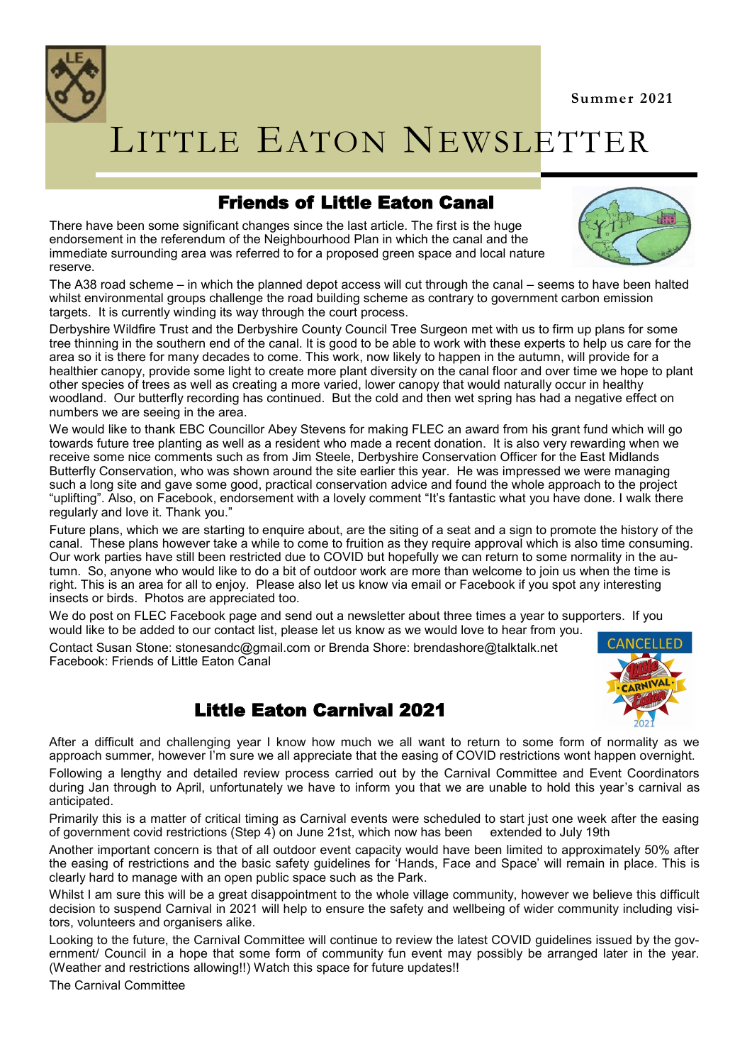Summer 2021

# LITTLE EATON NEWSLETTER

## Friends of Little Eaton Canal

There have been some significant changes since the last article. The first is the huge endorsement in the referendum of the Neighbourhood Plan in which the canal and the immediate surrounding area was referred to for a proposed green space and local nature reserve.

The A38 road scheme – in which the planned depot access will cut through the canal – seems to have been halted whilst environmental groups challenge the road building scheme as contrary to government carbon emission targets. It is currently winding its way through the court process.

Derbyshire Wildfire Trust and the Derbyshire County Council Tree Surgeon met with us to firm up plans for some tree thinning in the southern end of the canal. It is good to be able to work with these experts to help us care for the area so it is there for many decades to come. This work, now likely to happen in the autumn, will provide for a healthier canopy, provide some light to create more plant diversity on the canal floor and over time we hope to plant other species of trees as well as creating a more varied, lower canopy that would naturally occur in healthy woodland. Our butterfly recording has continued. But the cold and then wet spring has had a negative effect on numbers we are seeing in the area.

We would like to thank EBC Councillor Abey Stevens for making FLEC an award from his grant fund which will go towards future tree planting as well as a resident who made a recent donation. It is also very rewarding when we receive some nice comments such as from Jim Steele, Derbyshire Conservation Officer for the East Midlands Butterfly Conservation, who was shown around the site earlier this year. He was impressed we were managing such a long site and gave some good, practical conservation advice and found the whole approach to the project "uplifting". Also, on Facebook, endorsement with a lovely comment "It's fantastic what you have done. I walk there regularly and love it. Thank you."

Future plans, which we are starting to enquire about, are the siting of a seat and a sign to promote the history of the canal. These plans however take a while to come to fruition as they require approval which is also time consuming. Our work parties have still been restricted due to COVID but hopefully we can return to some normality in the autumn. So, anyone who would like to do a bit of outdoor work are more than welcome to join us when the time is right. This is an area for all to enjoy. Please also let us know via email or Facebook if you spot any interesting insects or birds. Photos are appreciated too.

We do post on FLEC Facebook page and send out a newsletter about three times a year to supporters. If you would like to be added to our contact list, please let us know as we would love to hear from you.

Contact Susan Stone: stonesandc@gmail.com or Brenda Shore: brendashore@talktalk.net
Facebook: Friends of Little Eaton Canal

## Little Eaton Carnival 2021

CANCELLED

After a difficult and challenging year I know how much we all want to return to some form of normality as we approach summer, however I'm sure we all appreciate that the easing of COVID restrictions wont happen overnight.

Following a lengthy and detailed review process carried out by the Carnival Committee and Event Coordinators during Jan through to April, unfortunately we have to inform you that we are unable to hold this year's carnival as anticipated.

Primarily this is a matter of critical timing as Carnival events were scheduled to start just one week after the easing of government covid restrictions (Step 4) on June 21st, which now has been extended to July 19th

Another important concern is that of all outdoor event capacity would have been limited to approximately 50% after the easing of restrictions and the basic safety guidelines for 'Hands, Face and Space' will remain in place. This is clearly hard to manage with an open public space such as the Park.

Whilst I am sure this will be a great disappointment to the whole village community, however we believe this difficult decision to suspend Carnival in 2021 will help to ensure the safety and wellbeing of wider community including visitors, volunteers and organisers alike.

Looking to the future, the Carnival Committee will continue to review the latest COVID guidelines issued by the government/ Council in a hope that some form of community fun event may possibly be arranged later in the year. (Weather and restrictions allowing!!) Watch this space for future updates!!

The Carnival Committee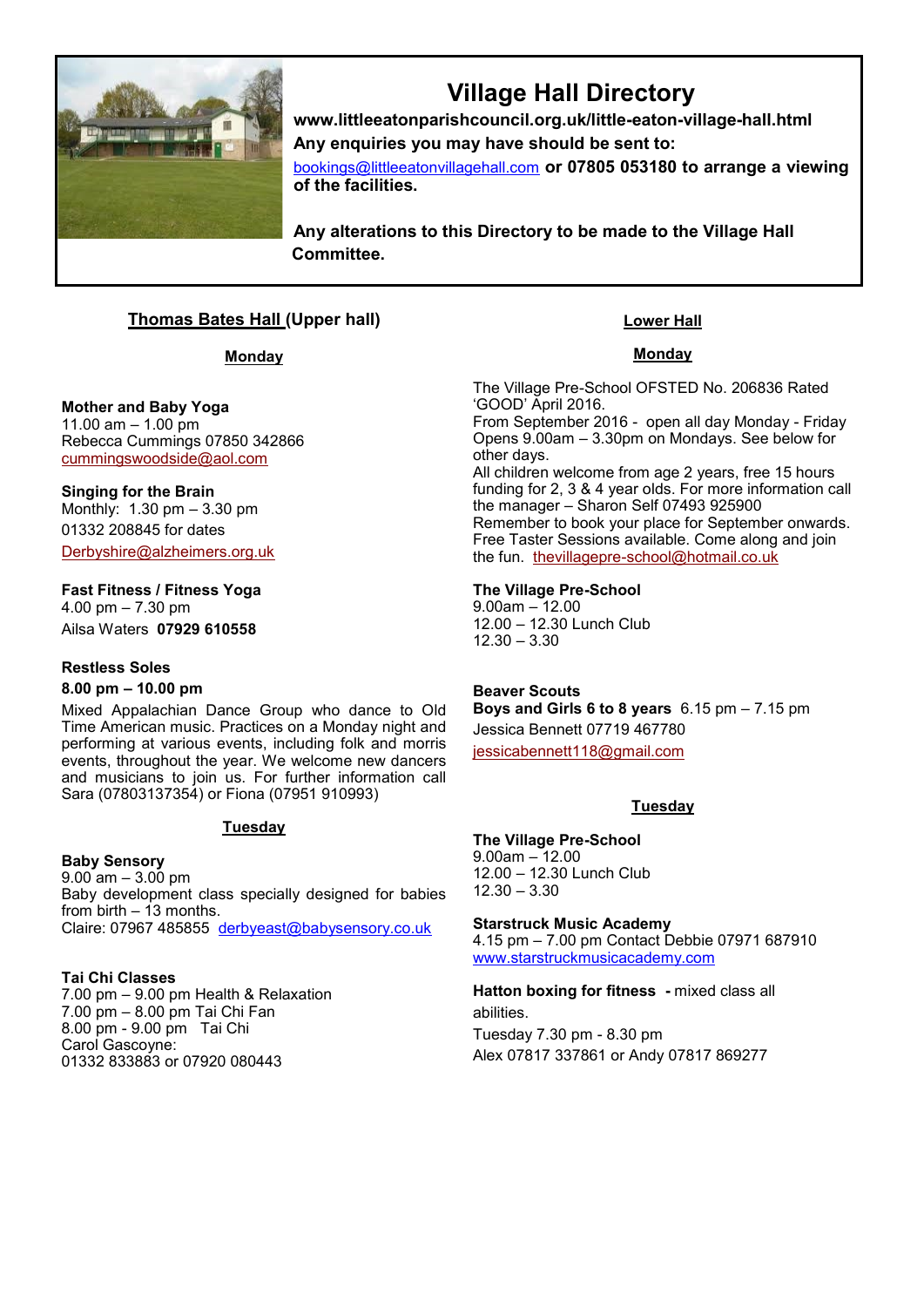# Village Hall Directory

**www.littleeatonparishcouncil.org.uk/little-eaton-village-hall.html**

**Any enquiries you may have should be sent to:**

bookings@littleeatonvillagehall.com **or 07805 053180 to arrange a viewing of the facilities.**

**Any alterations to this Directory to be made to the Village Hall Committee.**

## Thomas Bates Hall (Upper hall)

### Monday

**Mother and Baby Yoga**
11.00 am – 1.00 pm
Rebecca Cummings 07850 342866
cummingswoodside@aol.com

**Singing for the Brain**
Monthly: 1.30 pm – 3.30 pm
01332 208845 for dates
Derbyshire@alzheimers.org.uk

**Fast Fitness / Fitness Yoga**
4.00 pm – 7.30 pm
Ailsa Waters **07929 610558**

**Restless Soles**
**8.00 pm – 10.00 pm**
Mixed Appalachian Dance Group who dance to Old Time American music. Practices on a Monday night and performing at various events, including folk and morris events, throughout the year. We welcome new dancers and musicians to join us. For further information call Sara (07803137354) or Fiona (07951 910993)

### Tuesday

**Baby Sensory**
9.00 am – 3.00 pm
Baby development class specially designed for babies from birth – 13 months.
Claire: 07967 485855 derbyeast@babysensory.co.uk

**Tai Chi Classes**
7.00 pm – 9.00 pm Health & Relaxation
7.00 pm – 8.00 pm Tai Chi Fan
8.00 pm - 9.00 pm Tai Chi
Carol Gascoyne:
01332 833883 or 07920 080443

## Lower Hall

### Monday

The Village Pre-School OFSTED No. 206836 Rated 'GOOD' April 2016.
From September 2016 - open all day Monday - Friday
Opens 9.00am – 3.30pm on Mondays. See below for other days.
All children welcome from age 2 years, free 15 hours funding for 2, 3 & 4 year olds. For more information call the manager – Sharon Self 07493 925900
Remember to book your place for September onwards. Free Taster Sessions available. Come along and join the fun. thevillagepre-school@hotmail.co.uk

**The Village Pre-School**
9.00am – 12.00
12.00 – 12.30 Lunch Club
12.30 – 3.30

**Beaver Scouts**
**Boys and Girls 6 to 8 years** 6.15 pm – 7.15 pm
Jessica Bennett 07719 467780
jessicabennett118@gmail.com

### Tuesday

**The Village Pre-School**
9.00am – 12.00
12.00 – 12.30 Lunch Club
12.30 – 3.30

**Starstruck Music Academy**
4.15 pm – 7.00 pm Contact Debbie 07971 687910
www.starstruckmusicacademy.com

**Hatton boxing for fitness** - mixed class all abilities.
Tuesday 7.30 pm - 8.30 pm
Alex 07817 337861 or Andy 07817 869277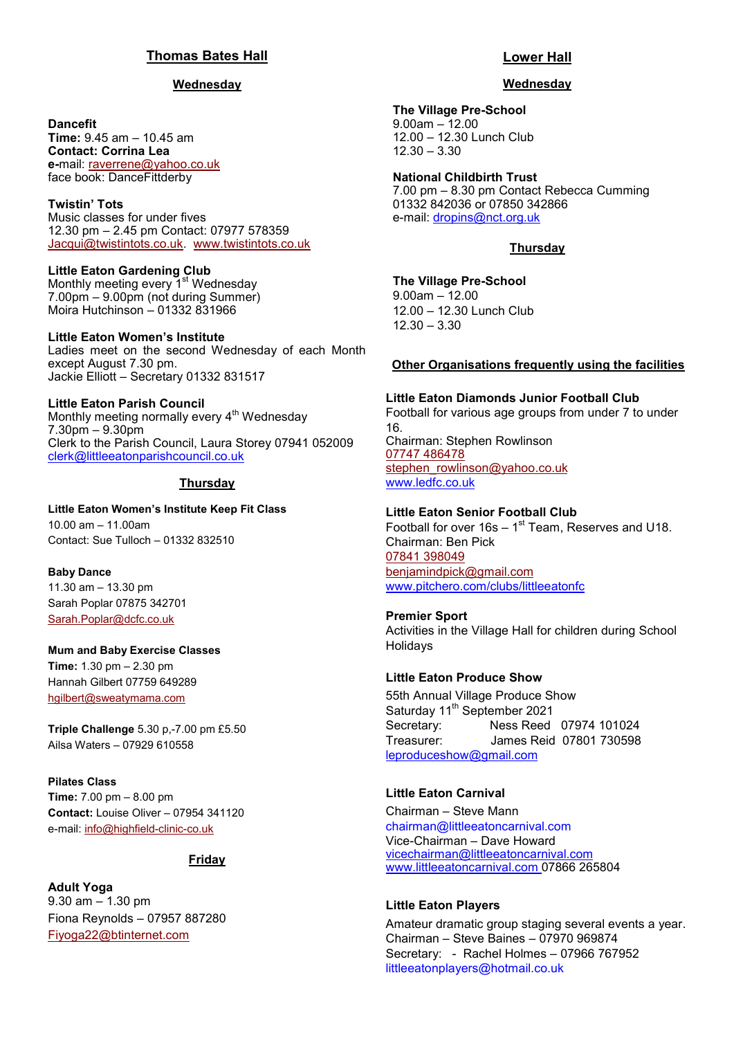## Thomas Bates Hall

### Wednesday

**Dancefit**
**Time:** 9.45 am – 10.45 am
**Contact: Corrina Lea**
**e-**mail: raverrene@yahoo.co.uk
face book: DanceFittderby

**Twistin' Tots**
Music classes for under fives
12.30 pm – 2.45 pm Contact: 07977 578359
Jacqui@twistintots.co.uk. www.twistintots.co.uk

**Little Eaton Gardening Club**
Monthly meeting every 1st Wednesday
7.00pm – 9.00pm (not during Summer)
Moira Hutchinson – 01332 831966

**Little Eaton Women's Institute**
Ladies meet on the second Wednesday of each Month except August 7.30 pm.
Jackie Elliott – Secretary 01332 831517

**Little Eaton Parish Council**
Monthly meeting normally every 4th Wednesday
7.30pm – 9.30pm
Clerk to the Parish Council, Laura Storey 07941 052009
clerk@littleeatonparishcouncil.co.uk

### Thursday

**Little Eaton Women's Institute Keep Fit Class**
10.00 am – 11.00am
Contact: Sue Tulloch – 01332 832510

**Baby Dance**
11.30 am – 13.30 pm
Sarah Poplar 07875 342701
Sarah.Poplar@dcfc.co.uk

**Mum and Baby Exercise Classes**
**Time:** 1.30 pm – 2.30 pm
Hannah Gilbert 07759 649289
hgilbert@sweatymama.com

**Triple Challenge** 5.30 p,-7.00 pm £5.50
Ailsa Waters – 07929 610558

**Pilates Class**
**Time:** 7.00 pm – 8.00 pm
**Contact:** Louise Oliver – 07954 341120
e-mail: info@highfield-clinic-co.uk

### Friday

**Adult Yoga**
9.30 am – 1.30 pm
Fiona Reynolds – 07957 887280
Fiyoga22@btinternet.com

## Lower Hall

### Wednesday

**The Village Pre-School**
9.00am – 12.00
12.00 – 12.30 Lunch Club
12.30 – 3.30

**National Childbirth Trust**
7.00 pm – 8.30 pm Contact Rebecca Cumming
01332 842036 or 07850 342866
e-mail: dropins@nct.org.uk

### Thursday

**The Village Pre-School**
9.00am – 12.00
12.00 – 12.30 Lunch Club
12.30 – 3.30

### Other Organisations frequently using the facilities

**Little Eaton Diamonds Junior Football Club**
Football for various age groups from under 7 to under 16.
Chairman: Stephen Rowlinson
07747 486478
stephen_rowlinson@yahoo.co.uk
www.ledfc.co.uk

**Little Eaton Senior Football Club**
Football for over 16s – 1st Team, Reserves and U18.
Chairman: Ben Pick
07841 398049
benjamindpick@gmail.com
www.pitchero.com/clubs/littleeatonfc

**Premier Sport**
Activities in the Village Hall for children during School Holidays

**Little Eaton Produce Show**
55th Annual Village Produce Show
Saturday 11th September 2021
Secretary: Ness Reed 07974 101024
Treasurer: James Reid 07801 730598
leproduceshow@gmail.com

**Little Eaton Carnival**
Chairman – Steve Mann
chairman@littleeatoncarnival.com
Vice-Chairman – Dave Howard
vicechairman@littleeatoncarnival.com
www.littleeatoncarnival.com 07866 265804

**Little Eaton Players**
Amateur dramatic group staging several events a year.
Chairman – Steve Baines – 07970 969874
Secretary: - Rachel Holmes – 07966 767952
littleeatonplayers@hotmail.co.uk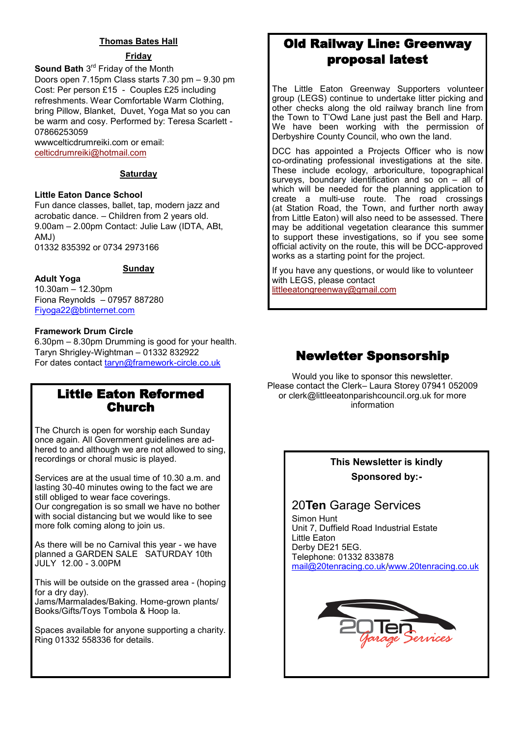## Thomas Bates Hall

### Friday

**Sound Bath** 3rd Friday of the Month
Doors open 7.15pm Class starts 7.30 pm – 9.30 pm
Cost: Per person £15 - Couples £25 including refreshments. Wear Comfortable Warm Clothing, bring Pillow, Blanket, Duvet, Yoga Mat so you can be warm and cosy. Performed by: Teresa Scarlett - 07866253059
wwwcelticdrumreiki.com or email: celticdrumreiki@hotmail.com

### Saturday

**Little Eaton Dance School**
Fun dance classes, ballet, tap, modern jazz and acrobatic dance. – Children from 2 years old.
9.00am – 2.00pm Contact: Julie Law (IDTA, ABt, AMJ)
01332 835392 or 0734 2973166

### Sunday

**Adult Yoga**
10.30am – 12.30pm
Fiona Reynolds – 07957 887280
Fiyoga22@btinternet.com

**Framework Drum Circle**
6.30pm – 8.30pm Drumming is good for your health.
Taryn Shrigley-Wightman – 01332 832922
For dates contact taryn@framework-circle.co.uk

## Little Eaton Reformed Church

The Church is open for worship each Sunday once again. All Government guidelines are adhered to and although we are not allowed to sing, recordings or choral music is played.

Services are at the usual time of 10.30 a.m. and lasting 30-40 minutes owing to the fact we are still obliged to wear face coverings.
Our congregation is so small we have no bother with social distancing but we would like to see more folk coming along to join us.

As there will be no Carnival this year - we have planned a GARDEN SALE SATURDAY 10th JULY 12.00 - 3.00PM

This will be outside on the grassed area - (hoping for a dry day).
Jams/Marmalades/Baking. Home-grown plants/ Books/Gifts/Toys Tombola & Hoop la.

Spaces available for anyone supporting a charity. Ring 01332 558336 for details.

## Old Railway Line: Greenway proposal latest

The Little Eaton Greenway Supporters volunteer group (LEGS) continue to undertake litter picking and other checks along the old railway branch line from the Town to T'Owd Lane just past the Bell and Harp. We have been working with the permission of Derbyshire County Council, who own the land.

DCC has appointed a Projects Officer who is now co-ordinating professional investigations at the site. These include ecology, arboriculture, topographical surveys, boundary identification and so on – all of which will be needed for the planning application to create a multi-use route. The road crossings (at Station Road, the Town, and further north away from Little Eaton) will also need to be assessed. There may be additional vegetation clearance this summer to support these investigations, so if you see some official activity on the route, this will be DCC-approved works as a starting point for the project.

If you have any questions, or would like to volunteer with LEGS, please contact
littleeatongreenway@gmail.com

## Newletter Sponsorship

Would you like to sponsor this newsletter.
Please contact the Clerk– Laura Storey 07941 052009 or clerk@littleeatonparishcouncil.org.uk for more information

**This Newsletter is kindly Sponsored by:-**

20**Ten** Garage Services
Simon Hunt
Unit 7, Duffield Road Industrial Estate
Little Eaton
Derby DE21 5EG.
Telephone: 01332 833878
mail@20tenracing.co.uk/www.20tenracing.co.uk

20Ten Garage Services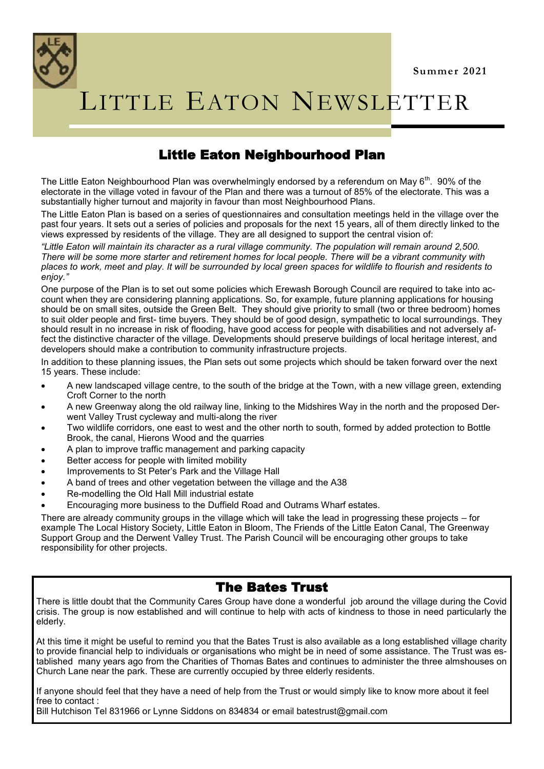Summer 2021

# LITTLE EATON NEWSLETTER

## Little Eaton Neighbourhood Plan

The Little Eaton Neighbourhood Plan was overwhelmingly endorsed by a referendum on May 6th. 90% of the electorate in the village voted in favour of the Plan and there was a turnout of 85% of the electorate. This was a substantially higher turnout and majority in favour than most Neighbourhood Plans.

The Little Eaton Plan is based on a series of questionnaires and consultation meetings held in the village over the past four years. It sets out a series of policies and proposals for the next 15 years, all of them directly linked to the views expressed by residents of the village. They are all designed to support the central vision of:

*"Little Eaton will maintain its character as a rural village community. The population will remain around 2,500. There will be some more starter and retirement homes for local people. There will be a vibrant community with places to work, meet and play. It will be surrounded by local green spaces for wildlife to flourish and residents to enjoy."*

One purpose of the Plan is to set out some policies which Erewash Borough Council are required to take into account when they are considering planning applications. So, for example, future planning applications for housing should be on small sites, outside the Green Belt. They should give priority to small (two or three bedroom) homes to suit older people and first- time buyers. They should be of good design, sympathetic to local surroundings. They should result in no increase in risk of flooding, have good access for people with disabilities and not adversely affect the distinctive character of the village. Developments should preserve buildings of local heritage interest, and developers should make a contribution to community infrastructure projects.

In addition to these planning issues, the Plan sets out some projects which should be taken forward over the next 15 years. These include:

- A new landscaped village centre, to the south of the bridge at the Town, with a new village green, extending Croft Corner to the north
- A new Greenway along the old railway line, linking to the Midshires Way in the north and the proposed Derwent Valley Trust cycleway and multi-along the river
- Two wildlife corridors, one east to west and the other north to south, formed by added protection to Bottle Brook, the canal, Hierons Wood and the quarries
- A plan to improve traffic management and parking capacity
- Better access for people with limited mobility
- Improvements to St Peter's Park and the Village Hall
- A band of trees and other vegetation between the village and the A38
- Re-modelling the Old Hall Mill industrial estate
- Encouraging more business to the Duffield Road and Outrams Wharf estates.

There are already community groups in the village which will take the lead in progressing these projects – for example The Local History Society, Little Eaton in Bloom, The Friends of the Little Eaton Canal, The Greenway Support Group and the Derwent Valley Trust. The Parish Council will be encouraging other groups to take responsibility for other projects.

## The Bates Trust

There is little doubt that the Community Cares Group have done a wonderful job around the village during the Covid crisis. The group is now established and will continue to help with acts of kindness to those in need particularly the elderly.

At this time it might be useful to remind you that the Bates Trust is also available as a long established village charity to provide financial help to individuals or organisations who might be in need of some assistance. The Trust was established many years ago from the Charities of Thomas Bates and continues to administer the three almshouses on Church Lane near the park. These are currently occupied by three elderly residents.

If anyone should feel that they have a need of help from the Trust or would simply like to know more about it feel free to contact :
Bill Hutchison Tel 831966 or Lynne Siddons on 834834 or email batestrust@gmail.com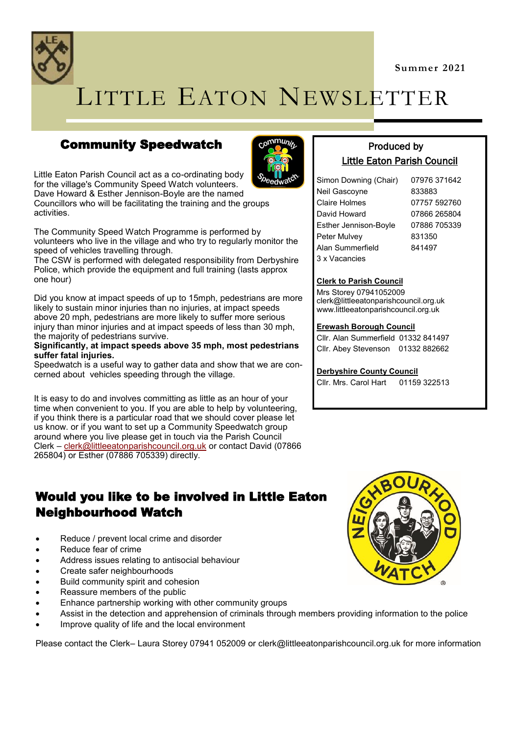Summer 2021

# Little Eaton Newsletter

## Community Speedwatch

Little Eaton Parish Council act as a co-ordinating body for the village's Community Speed Watch volunteers. Dave Howard & Esther Jennison-Boyle are the named Councillors who will be facilitating the training and the groups activities.

The Community Speed Watch Programme is performed by volunteers who live in the village and who try to regularly monitor the speed of vehicles travelling through.
The CSW is performed with delegated responsibility from Derbyshire Police, which provide the equipment and full training (lasts approx one hour)

Did you know at impact speeds of up to 15mph, pedestrians are more likely to sustain minor injuries than no injuries, at impact speeds above 20 mph, pedestrians are more likely to suffer more serious injury than minor injuries and at impact speeds of less than 30 mph, the majority of pedestrians survive.
**Significantly, at impact speeds above 35 mph, most pedestrians suffer fatal injuries.**
Speedwatch is a useful way to gather data and show that we are concerned about vehicles speeding through the village.

It is easy to do and involves committing as little as an hour of your time when convenient to you. If you are able to help by volunteering, if you think there is a particular road that we should cover please let us know. or if you want to set up a Community Speedwatch group around where you live please get in touch via the Parish Council Clerk – clerk@littleeatonparishcouncil.org.uk or contact David (07866 265804) or Esther (07886 705339) directly.

### Produced by Little Eaton Parish Council

| | |
|---|---|
| Simon Downing (Chair) | 07976 371642 |
| Neil Gascoyne | 833883 |
| Claire Holmes | 07757 592760 |
| David Howard | 07866 265804 |
| Esther Jennison-Boyle | 07886 705339 |
| Peter Mulvey | 831350 |
| Alan Summerfield | 841497 |
| 3 x Vacancies | |

**Clerk to Parish Council**
Mrs Storey 07941052009
clerk@littleeatonparishcouncil.org.uk
www.littleeatonparishcouncil.org.uk

**Erewash Borough Council**
Cllr. Alan Summerfield 01332 841497
Cllr. Abey Stevenson 01332 882662

**Derbyshire County Council**
Cllr. Mrs. Carol Hart 01159 322513

## Would you like to be involved in Little Eaton Neighbourhood Watch

- Reduce / prevent local crime and disorder
- Reduce fear of crime
- Address issues relating to antisocial behaviour
- Create safer neighbourhoods
- Build community spirit and cohesion
- Reassure members of the public
- Enhance partnership working with other community groups
- Assist in the detection and apprehension of criminals through members providing information to the police
- Improve quality of life and the local environment

Please contact the Clerk– Laura Storey 07941 052009 or clerk@littleeatonparishcouncil.org.uk for more information